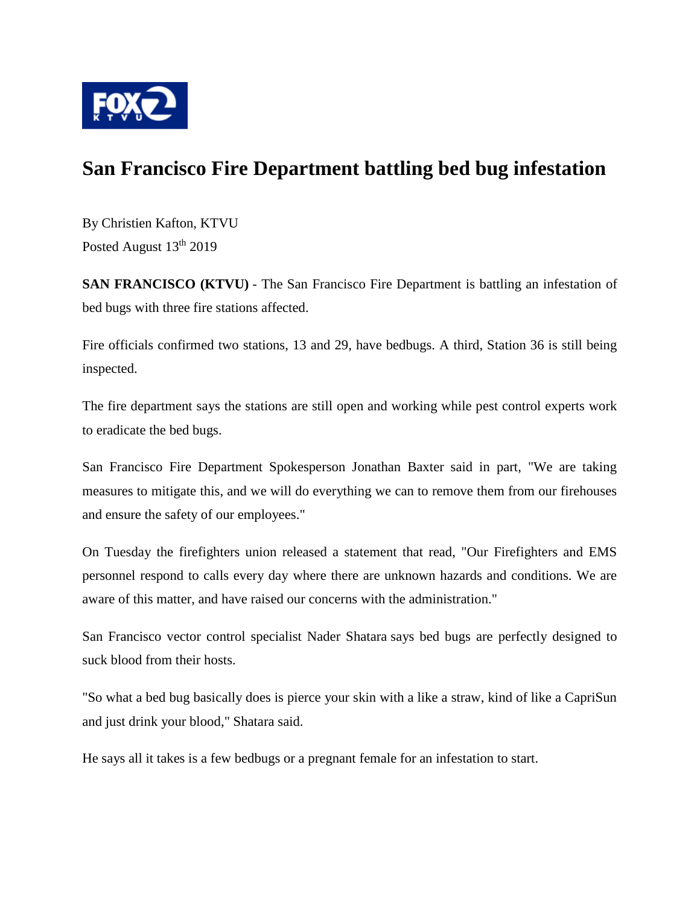# San Francisco Fire Department battling bed bug infestation

By Christien Kafton, KTVU
Posted August 13th 2019

**SAN FRANCISCO (KTVU)** - The San Francisco Fire Department is battling an infestation of bed bugs with three fire stations affected.

Fire officials confirmed two stations, 13 and 29, have bedbugs. A third, Station 36 is still being inspected.

The fire department says the stations are still open and working while pest control experts work to eradicate the bed bugs.

San Francisco Fire Department Spokesperson Jonathan Baxter said in part, "We are taking measures to mitigate this, and we will do everything we can to remove them from our firehouses and ensure the safety of our employees."

On Tuesday the firefighters union released a statement that read, "Our Firefighters and EMS personnel respond to calls every day where there are unknown hazards and conditions. We are aware of this matter, and have raised our concerns with the administration."

San Francisco vector control specialist Nader Shatara says bed bugs are perfectly designed to suck blood from their hosts.

"So what a bed bug basically does is pierce your skin with a like a straw, kind of like a CapriSun and just drink your blood," Shatara said.

He says all it takes is a few bedbugs or a pregnant female for an infestation to start.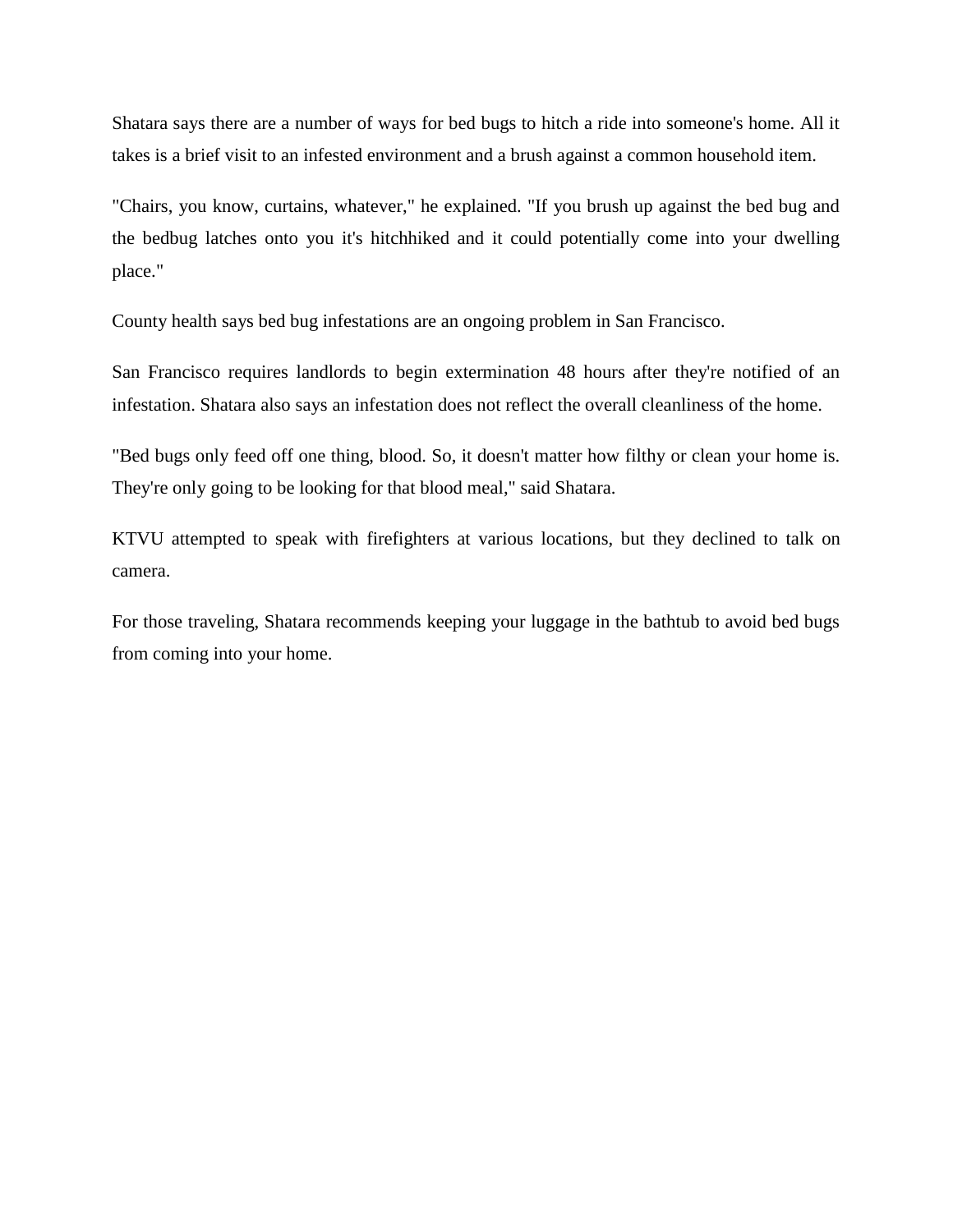Shatara says there are a number of ways for bed bugs to hitch a ride into someone's home. All it takes is a brief visit to an infested environment and a brush against a common household item.

"Chairs, you know, curtains, whatever," he explained. "If you brush up against the bed bug and the bedbug latches onto you it's hitchhiked and it could potentially come into your dwelling place."

County health says bed bug infestations are an ongoing problem in San Francisco.

San Francisco requires landlords to begin extermination 48 hours after they're notified of an infestation. Shatara also says an infestation does not reflect the overall cleanliness of the home.

"Bed bugs only feed off one thing, blood. So, it doesn't matter how filthy or clean your home is. They're only going to be looking for that blood meal," said Shatara.

KTVU attempted to speak with firefighters at various locations, but they declined to talk on camera.

For those traveling, Shatara recommends keeping your luggage in the bathtub to avoid bed bugs from coming into your home.